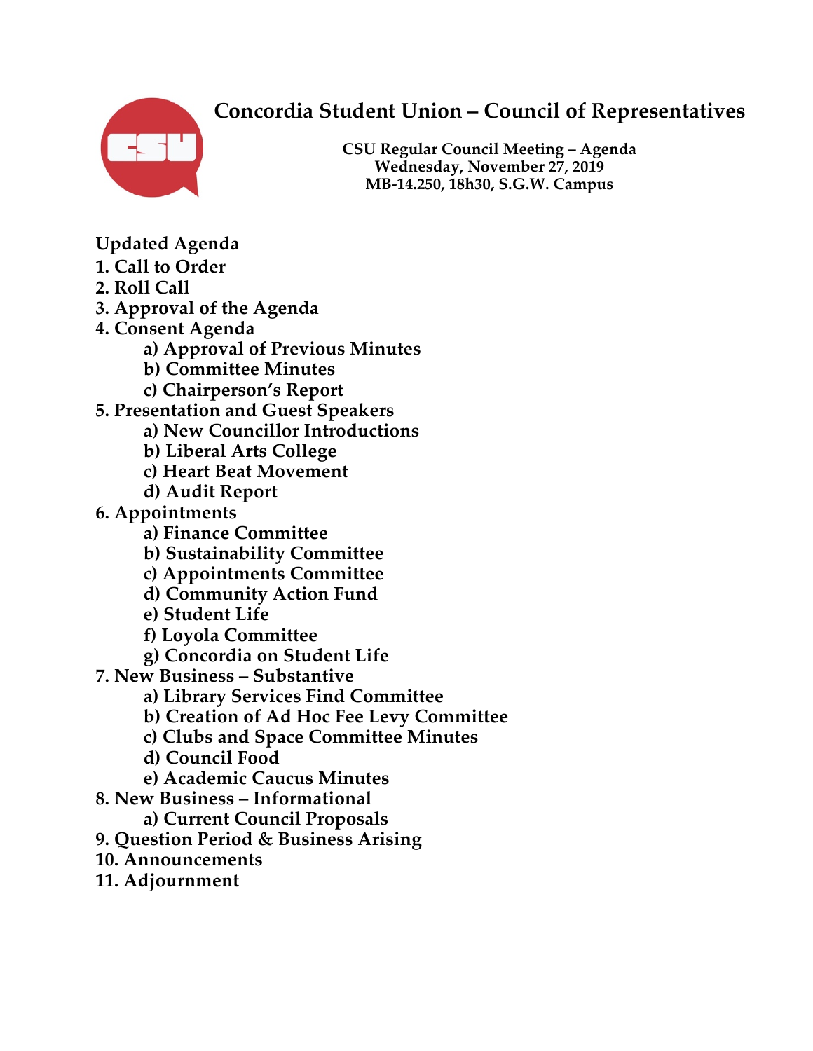# Concordia Student Union – Council of Representatives

**CSU Regular Council Meeting – Agenda**
**Wednesday, November 27, 2019**
**MB-14.250, 18h30, S.G.W. Campus**

## Updated Agenda

1. Call to Order
2. Roll Call
3. Approval of the Agenda
4. Consent Agenda
   - a) Approval of Previous Minutes
   - b) Committee Minutes
   - c) Chairperson's Report
5. Presentation and Guest Speakers
   - a) New Councillor Introductions
   - b) Liberal Arts College
   - c) Heart Beat Movement
   - d) Audit Report
6. Appointments
   - a) Finance Committee
   - b) Sustainability Committee
   - c) Appointments Committee
   - d) Community Action Fund
   - e) Student Life
   - f) Loyola Committee
   - g) Concordia on Student Life
7. New Business – Substantive
   - a) Library Services Find Committee
   - b) Creation of Ad Hoc Fee Levy Committee
   - c) Clubs and Space Committee Minutes
   - d) Council Food
   - e) Academic Caucus Minutes
8. New Business – Informational
   - a) Current Council Proposals
9. Question Period & Business Arising
10. Announcements
11. Adjournment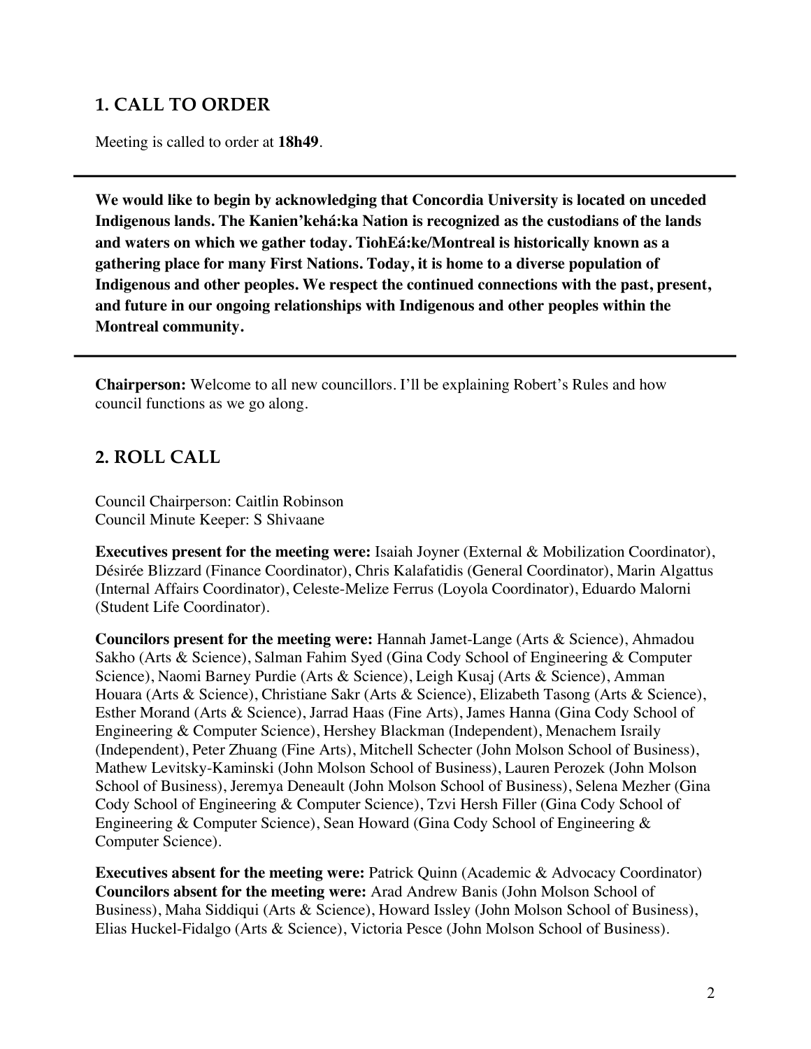## 1. CALL TO ORDER

Meeting is called to order at **18h49**.

---

**We would like to begin by acknowledging that Concordia University is located on unceded Indigenous lands. The Kanien'kehá:ka Nation is recognized as the custodians of the lands and waters on which we gather today. TiohEá:ke/Montreal is historically known as a gathering place for many First Nations. Today, it is home to a diverse population of Indigenous and other peoples. We respect the continued connections with the past, present, and future in our ongoing relationships with Indigenous and other peoples within the Montreal community.**

---

**Chairperson:** Welcome to all new councillors. I'll be explaining Robert's Rules and how council functions as we go along.

## 2. ROLL CALL

Council Chairperson: Caitlin Robinson
Council Minute Keeper: S Shivaane

**Executives present for the meeting were:** Isaiah Joyner (External & Mobilization Coordinator), Désirée Blizzard (Finance Coordinator), Chris Kalafatidis (General Coordinator), Marin Algattus (Internal Affairs Coordinator), Celeste-Melize Ferrus (Loyola Coordinator), Eduardo Malorni (Student Life Coordinator).

**Councilors present for the meeting were:** Hannah Jamet-Lange (Arts & Science), Ahmadou Sakho (Arts & Science), Salman Fahim Syed (Gina Cody School of Engineering & Computer Science), Naomi Barney Purdie (Arts & Science), Leigh Kusaj (Arts & Science), Amman Houara (Arts & Science), Christiane Sakr (Arts & Science), Elizabeth Tasong (Arts & Science), Esther Morand (Arts & Science), Jarrad Haas (Fine Arts), James Hanna (Gina Cody School of Engineering & Computer Science), Hershey Blackman (Independent), Menachem Israily (Independent), Peter Zhuang (Fine Arts), Mitchell Schecter (John Molson School of Business), Mathew Levitsky-Kaminski (John Molson School of Business), Lauren Perozek (John Molson School of Business), Jeremya Deneault (John Molson School of Business), Selena Mezher (Gina Cody School of Engineering & Computer Science), Tzvi Hersh Filler (Gina Cody School of Engineering & Computer Science), Sean Howard (Gina Cody School of Engineering & Computer Science).

**Executives absent for the meeting were:** Patrick Quinn (Academic & Advocacy Coordinator)
**Councilors absent for the meeting were:** Arad Andrew Banis (John Molson School of Business), Maha Siddiqui (Arts & Science), Howard Issley (John Molson School of Business), Elias Huckel-Fidalgo (Arts & Science), Victoria Pesce (John Molson School of Business).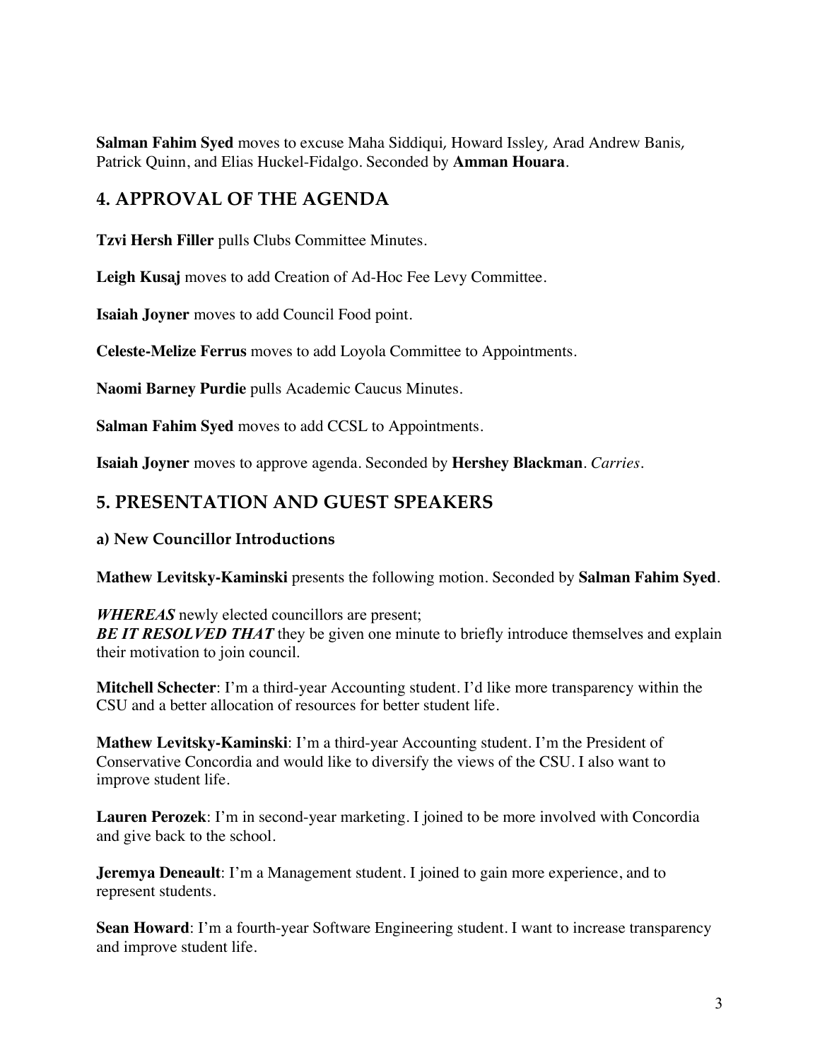**Salman Fahim Syed** moves to excuse Maha Siddiqui, Howard Issley, Arad Andrew Banis, Patrick Quinn, and Elias Huckel-Fidalgo. Seconded by **Amman Houara**.

## 4. APPROVAL OF THE AGENDA

**Tzvi Hersh Filler** pulls Clubs Committee Minutes.

**Leigh Kusaj** moves to add Creation of Ad-Hoc Fee Levy Committee.

**Isaiah Joyner** moves to add Council Food point.

**Celeste-Melize Ferrus** moves to add Loyola Committee to Appointments.

**Naomi Barney Purdie** pulls Academic Caucus Minutes.

**Salman Fahim Syed** moves to add CCSL to Appointments.

**Isaiah Joyner** moves to approve agenda. Seconded by **Hershey Blackman**. *Carries*.

## 5. PRESENTATION AND GUEST SPEAKERS

### a) New Councillor Introductions

**Mathew Levitsky-Kaminski** presents the following motion. Seconded by **Salman Fahim Syed**.

***WHEREAS*** newly elected councillors are present;
***BE IT RESOLVED THAT*** they be given one minute to briefly introduce themselves and explain their motivation to join council.

**Mitchell Schecter**: I'm a third-year Accounting student. I'd like more transparency within the CSU and a better allocation of resources for better student life.

**Mathew Levitsky-Kaminski**: I'm a third-year Accounting student. I'm the President of Conservative Concordia and would like to diversify the views of the CSU. I also want to improve student life.

**Lauren Perozek**: I'm in second-year marketing. I joined to be more involved with Concordia and give back to the school.

**Jeremya Deneault**: I'm a Management student. I joined to gain more experience, and to represent students.

**Sean Howard**: I'm a fourth-year Software Engineering student. I want to increase transparency and improve student life.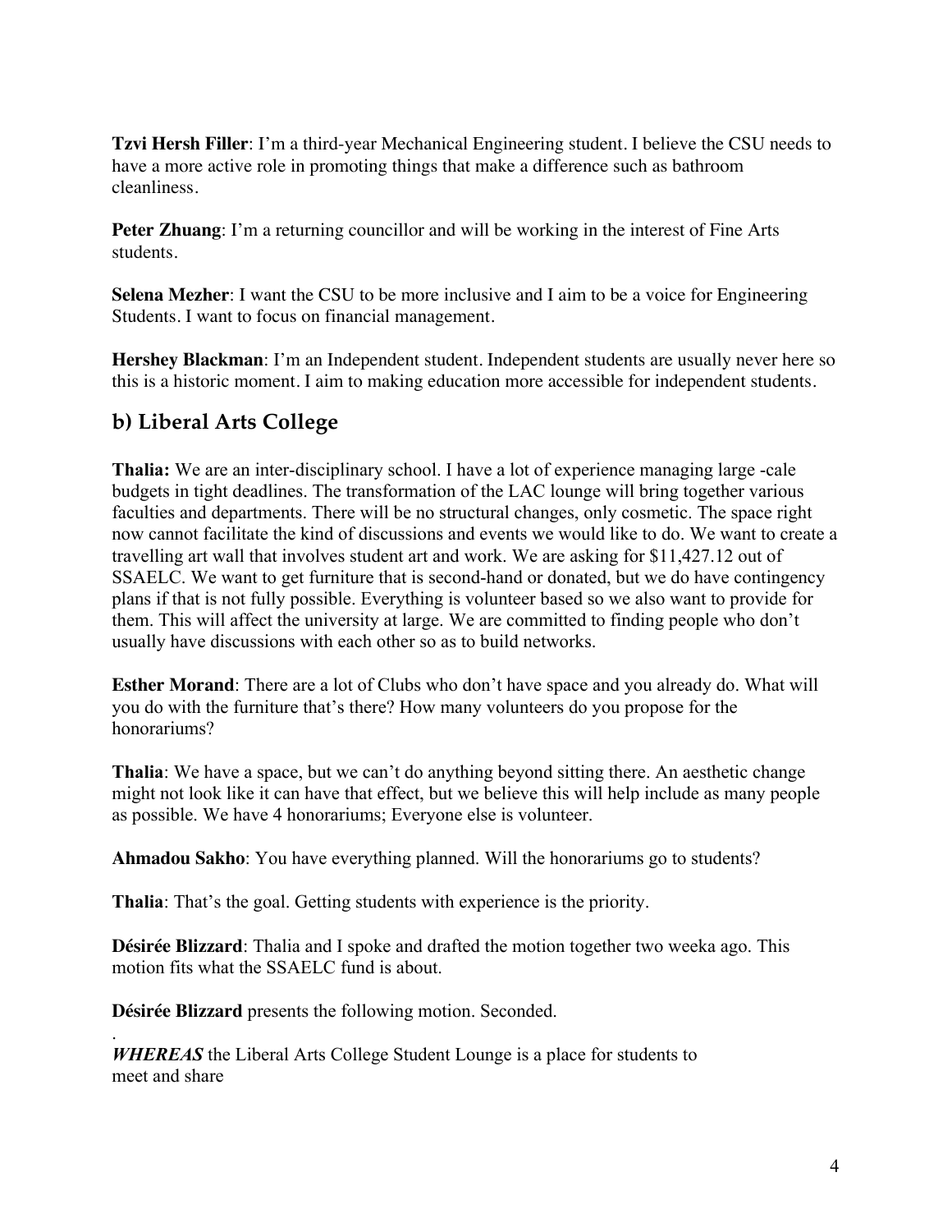**Tzvi Hersh Filler**: I'm a third-year Mechanical Engineering student. I believe the CSU needs to have a more active role in promoting things that make a difference such as bathroom cleanliness.

**Peter Zhuang**: I'm a returning councillor and will be working in the interest of Fine Arts students.

**Selena Mezher**: I want the CSU to be more inclusive and I aim to be a voice for Engineering Students. I want to focus on financial management.

**Hershey Blackman**: I'm an Independent student. Independent students are usually never here so this is a historic moment. I aim to making education more accessible for independent students.

## b) Liberal Arts College

**Thalia:** We are an inter-disciplinary school. I have a lot of experience managing large -cale budgets in tight deadlines. The transformation of the LAC lounge will bring together various faculties and departments. There will be no structural changes, only cosmetic. The space right now cannot facilitate the kind of discussions and events we would like to do. We want to create a travelling art wall that involves student art and work. We are asking for $11,427.12 out of SSAELC. We want to get furniture that is second-hand or donated, but we do have contingency plans if that is not fully possible. Everything is volunteer based so we also want to provide for them. This will affect the university at large. We are committed to finding people who don't usually have discussions with each other so as to build networks.

**Esther Morand**: There are a lot of Clubs who don't have space and you already do. What will you do with the furniture that's there? How many volunteers do you propose for the honorariums?

**Thalia**: We have a space, but we can't do anything beyond sitting there. An aesthetic change might not look like it can have that effect, but we believe this will help include as many people as possible. We have 4 honorariums; Everyone else is volunteer.

**Ahmadou Sakho**: You have everything planned. Will the honorariums go to students?

**Thalia**: That's the goal. Getting students with experience is the priority.

**Désirée Blizzard**: Thalia and I spoke and drafted the motion together two weeka ago. This motion fits what the SSAELC fund is about.

**Désirée Blizzard** presents the following motion. Seconded.

.
***WHEREAS*** the Liberal Arts College Student Lounge is a place for students to meet and share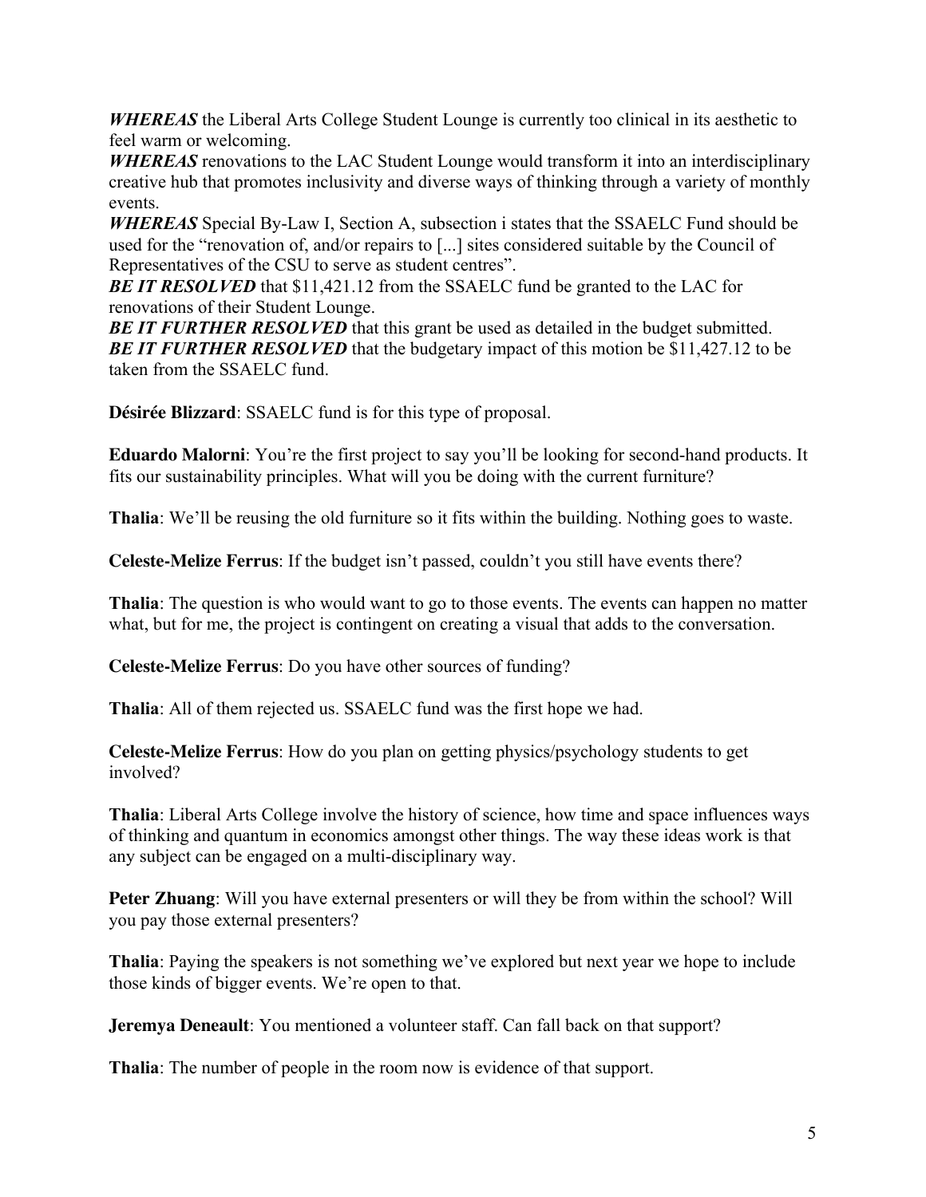***WHEREAS*** the Liberal Arts College Student Lounge is currently too clinical in its aesthetic to feel warm or welcoming.
***WHEREAS*** renovations to the LAC Student Lounge would transform it into an interdisciplinary creative hub that promotes inclusivity and diverse ways of thinking through a variety of monthly events.
***WHEREAS*** Special By-Law I, Section A, subsection i states that the SSAELC Fund should be used for the "renovation of, and/or repairs to [...] sites considered suitable by the Council of Representatives of the CSU to serve as student centres".
***BE IT RESOLVED*** that $11,421.12 from the SSAELC fund be granted to the LAC for renovations of their Student Lounge.
***BE IT FURTHER RESOLVED*** that this grant be used as detailed in the budget submitted.
***BE IT FURTHER RESOLVED*** that the budgetary impact of this motion be $11,427.12 to be taken from the SSAELC fund.

**Désirée Blizzard**: SSAELC fund is for this type of proposal.

**Eduardo Malorni**: You're the first project to say you'll be looking for second-hand products. It fits our sustainability principles. What will you be doing with the current furniture?

**Thalia**: We'll be reusing the old furniture so it fits within the building. Nothing goes to waste.

**Celeste-Melize Ferrus**: If the budget isn't passed, couldn't you still have events there?

**Thalia**: The question is who would want to go to those events. The events can happen no matter what, but for me, the project is contingent on creating a visual that adds to the conversation.

**Celeste-Melize Ferrus**: Do you have other sources of funding?

**Thalia**: All of them rejected us. SSAELC fund was the first hope we had.

**Celeste-Melize Ferrus**: How do you plan on getting physics/psychology students to get involved?

**Thalia**: Liberal Arts College involve the history of science, how time and space influences ways of thinking and quantum in economics amongst other things. The way these ideas work is that any subject can be engaged on a multi-disciplinary way.

**Peter Zhuang**: Will you have external presenters or will they be from within the school? Will you pay those external presenters?

**Thalia**: Paying the speakers is not something we've explored but next year we hope to include those kinds of bigger events. We're open to that.

**Jeremya Deneault**: You mentioned a volunteer staff. Can fall back on that support?

**Thalia**: The number of people in the room now is evidence of that support.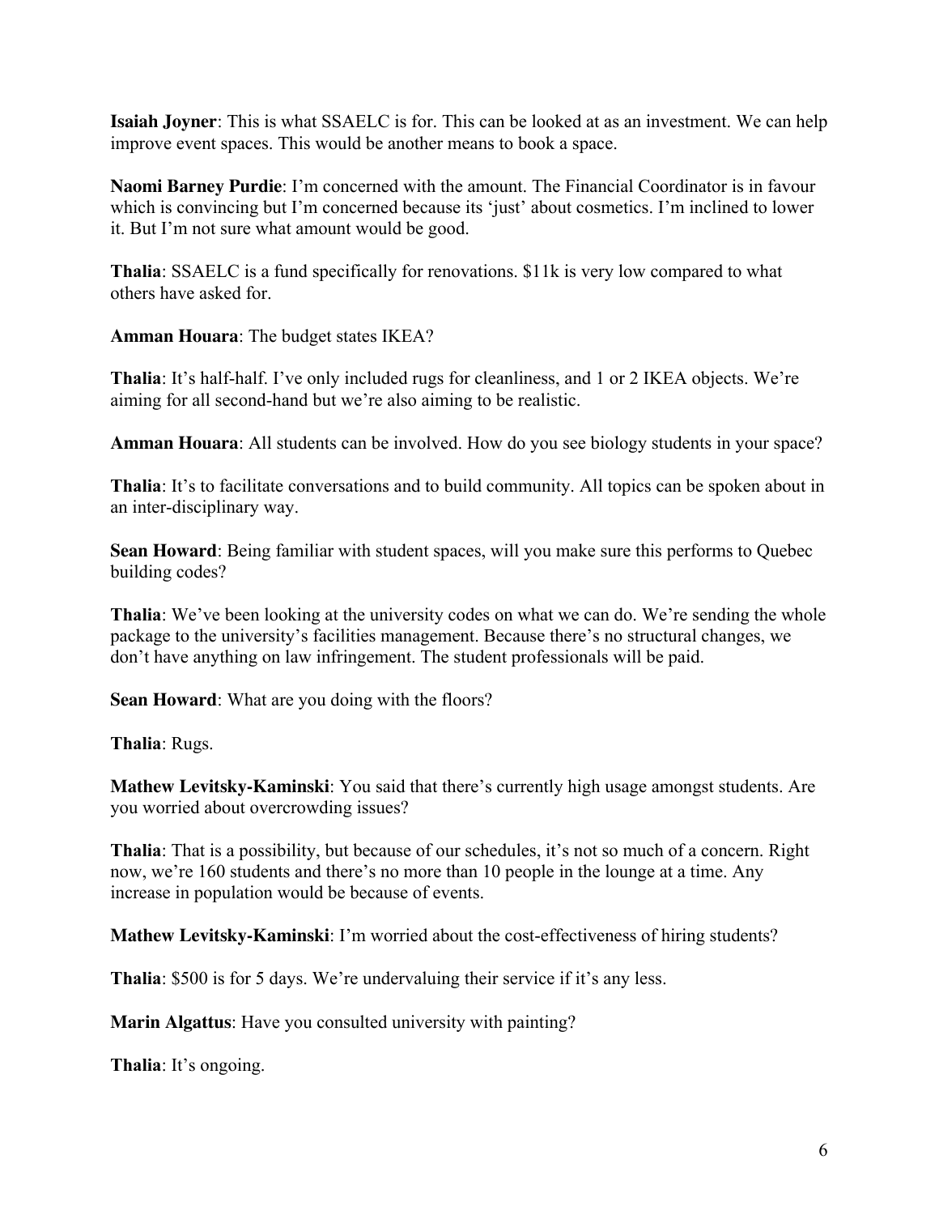**Isaiah Joyner**: This is what SSAELC is for. This can be looked at as an investment. We can help improve event spaces. This would be another means to book a space.

**Naomi Barney Purdie**: I'm concerned with the amount. The Financial Coordinator is in favour which is convincing but I'm concerned because its 'just' about cosmetics. I'm inclined to lower it. But I'm not sure what amount would be good.

**Thalia**: SSAELC is a fund specifically for renovations. $11k is very low compared to what others have asked for.

**Amman Houara**: The budget states IKEA?

**Thalia**: It's half-half. I've only included rugs for cleanliness, and 1 or 2 IKEA objects. We're aiming for all second-hand but we're also aiming to be realistic.

**Amman Houara**: All students can be involved. How do you see biology students in your space?

**Thalia**: It's to facilitate conversations and to build community. All topics can be spoken about in an inter-disciplinary way.

**Sean Howard**: Being familiar with student spaces, will you make sure this performs to Quebec building codes?

**Thalia**: We've been looking at the university codes on what we can do. We're sending the whole package to the university's facilities management. Because there's no structural changes, we don't have anything on law infringement. The student professionals will be paid.

**Sean Howard**: What are you doing with the floors?

**Thalia**: Rugs.

**Mathew Levitsky-Kaminski**: You said that there's currently high usage amongst students. Are you worried about overcrowding issues?

**Thalia**: That is a possibility, but because of our schedules, it's not so much of a concern. Right now, we're 160 students and there's no more than 10 people in the lounge at a time. Any increase in population would be because of events.

**Mathew Levitsky-Kaminski**: I'm worried about the cost-effectiveness of hiring students?

**Thalia**: $500 is for 5 days. We're undervaluing their service if it's any less.

**Marin Algattus**: Have you consulted university with painting?

**Thalia**: It's ongoing.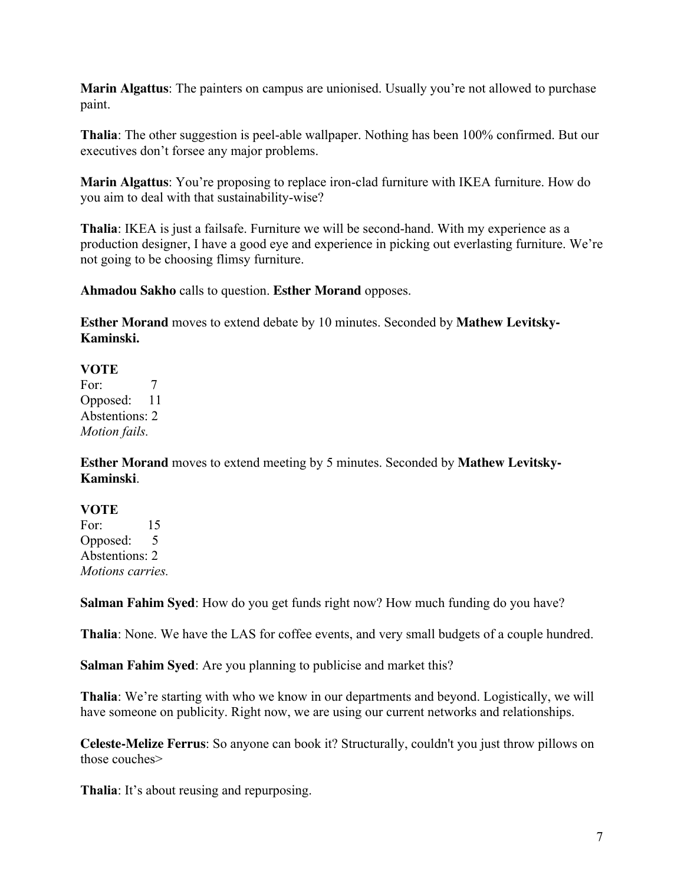**Marin Algattus**: The painters on campus are unionised. Usually you're not allowed to purchase paint.

**Thalia**: The other suggestion is peel-able wallpaper. Nothing has been 100% confirmed. But our executives don't forsee any major problems.

**Marin Algattus**: You're proposing to replace iron-clad furniture with IKEA furniture. How do you aim to deal with that sustainability-wise?

**Thalia**: IKEA is just a failsafe. Furniture we will be second-hand. With my experience as a production designer, I have a good eye and experience in picking out everlasting furniture. We're not going to be choosing flimsy furniture.

**Ahmadou Sakho** calls to question. **Esther Morand** opposes.

**Esther Morand** moves to extend debate by 10 minutes. Seconded by **Mathew Levitsky-Kaminski.**

**VOTE**
For: 7
Opposed: 11
Abstentions: 2
*Motion fails.*

**Esther Morand** moves to extend meeting by 5 minutes. Seconded by **Mathew Levitsky-Kaminski**.

**VOTE**
For: 15
Opposed: 5
Abstentions: 2
*Motions carries.*

**Salman Fahim Syed**: How do you get funds right now? How much funding do you have?

**Thalia**: None. We have the LAS for coffee events, and very small budgets of a couple hundred.

**Salman Fahim Syed**: Are you planning to publicise and market this?

**Thalia**: We're starting with who we know in our departments and beyond. Logistically, we will have someone on publicity. Right now, we are using our current networks and relationships.

**Celeste-Melize Ferrus**: So anyone can book it? Structurally, couldn't you just throw pillows on those couches>

**Thalia**: It's about reusing and repurposing.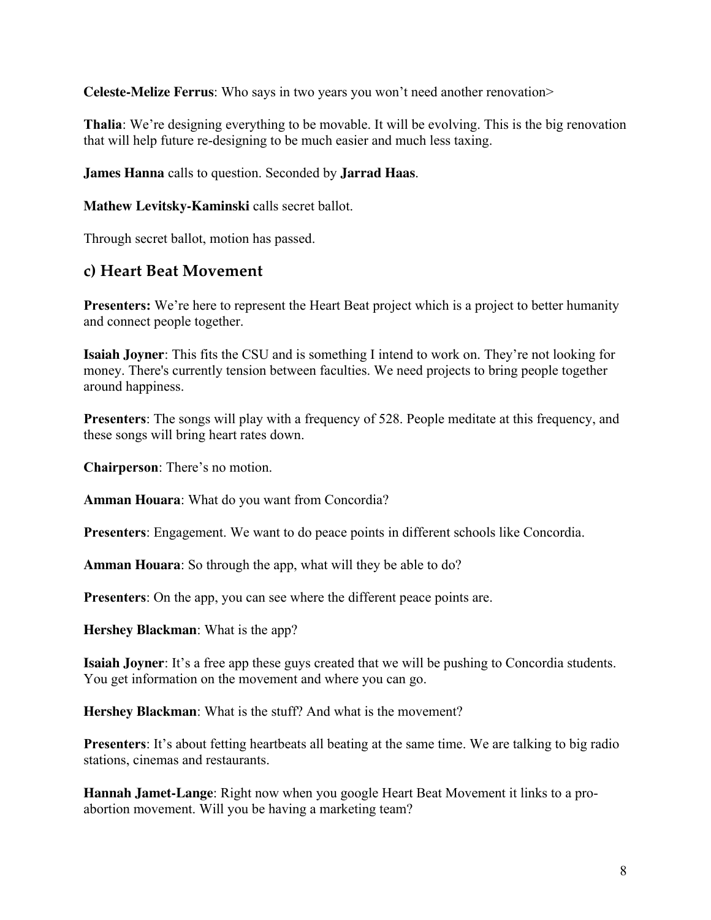**Celeste-Melize Ferrus**: Who says in two years you won't need another renovation>

**Thalia**: We're designing everything to be movable. It will be evolving. This is the big renovation that will help future re-designing to be much easier and much less taxing.

**James Hanna** calls to question. Seconded by **Jarrad Haas**.

**Mathew Levitsky-Kaminski** calls secret ballot.

Through secret ballot, motion has passed.

## c) Heart Beat Movement

**Presenters:** We're here to represent the Heart Beat project which is a project to better humanity and connect people together.

**Isaiah Joyner**: This fits the CSU and is something I intend to work on. They're not looking for money. There's currently tension between faculties. We need projects to bring people together around happiness.

**Presenters**: The songs will play with a frequency of 528. People meditate at this frequency, and these songs will bring heart rates down.

**Chairperson**: There's no motion.

**Amman Houara**: What do you want from Concordia?

**Presenters**: Engagement. We want to do peace points in different schools like Concordia.

**Amman Houara**: So through the app, what will they be able to do?

**Presenters**: On the app, you can see where the different peace points are.

**Hershey Blackman**: What is the app?

**Isaiah Joyner**: It's a free app these guys created that we will be pushing to Concordia students. You get information on the movement and where you can go.

**Hershey Blackman**: What is the stuff? And what is the movement?

**Presenters**: It's about fetting heartbeats all beating at the same time. We are talking to big radio stations, cinemas and restaurants.

**Hannah Jamet-Lange**: Right now when you google Heart Beat Movement it links to a pro-abortion movement. Will you be having a marketing team?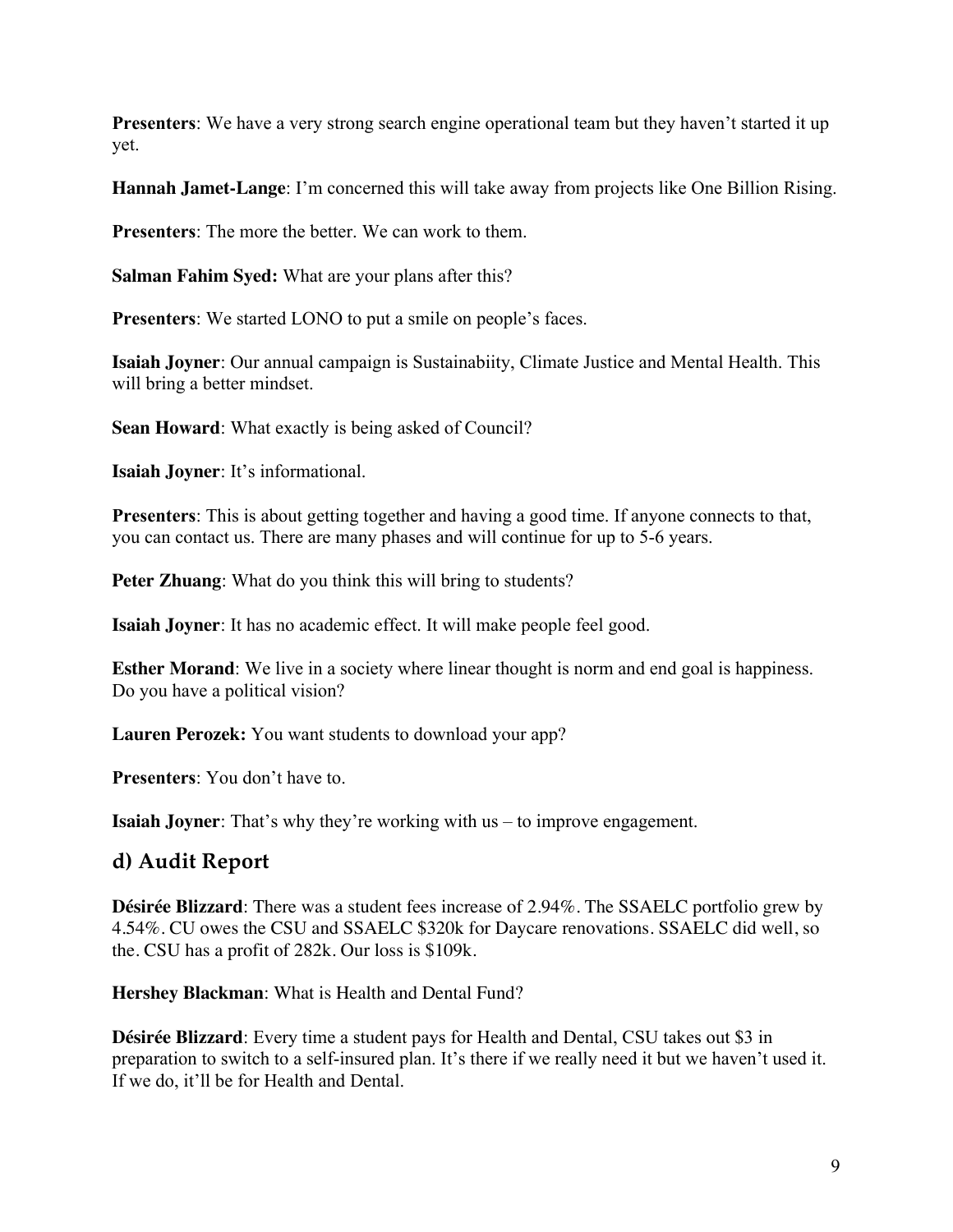**Presenters**: We have a very strong search engine operational team but they haven't started it up yet.

**Hannah Jamet-Lange**: I'm concerned this will take away from projects like One Billion Rising.

**Presenters**: The more the better. We can work to them.

**Salman Fahim Syed:** What are your plans after this?

**Presenters**: We started LONO to put a smile on people's faces.

**Isaiah Joyner**: Our annual campaign is Sustainabiity, Climate Justice and Mental Health. This will bring a better mindset.

**Sean Howard**: What exactly is being asked of Council?

**Isaiah Joyner**: It's informational.

**Presenters**: This is about getting together and having a good time. If anyone connects to that, you can contact us. There are many phases and will continue for up to 5-6 years.

**Peter Zhuang**: What do you think this will bring to students?

**Isaiah Joyner**: It has no academic effect. It will make people feel good.

**Esther Morand**: We live in a society where linear thought is norm and end goal is happiness. Do you have a political vision?

**Lauren Perozek:** You want students to download your app?

**Presenters**: You don't have to.

**Isaiah Joyner**: That's why they're working with us – to improve engagement.

## d) Audit Report

**Désirée Blizzard**: There was a student fees increase of 2.94%. The SSAELC portfolio grew by 4.54%. CU owes the CSU and SSAELC $320k for Daycare renovations. SSAELC did well, so the. CSU has a profit of 282k. Our loss is $109k.

**Hershey Blackman**: What is Health and Dental Fund?

**Désirée Blizzard**: Every time a student pays for Health and Dental, CSU takes out $3 in preparation to switch to a self-insured plan. It's there if we really need it but we haven't used it. If we do, it'll be for Health and Dental.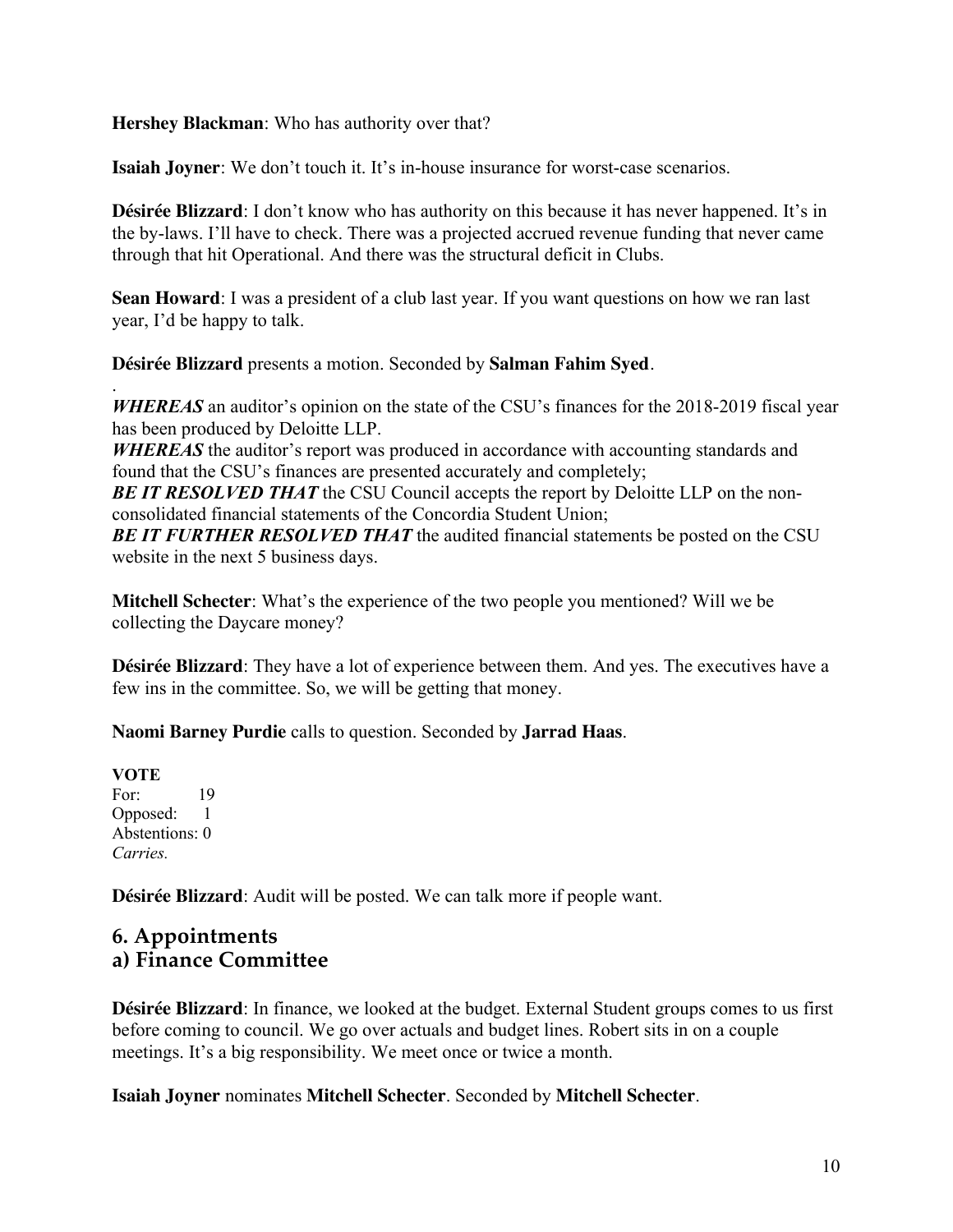**Hershey Blackman**: Who has authority over that?

**Isaiah Joyner**: We don't touch it. It's in-house insurance for worst-case scenarios.

**Désirée Blizzard**: I don't know who has authority on this because it has never happened. It's in the by-laws. I'll have to check. There was a projected accrued revenue funding that never came through that hit Operational. And there was the structural deficit in Clubs.

**Sean Howard**: I was a president of a club last year. If you want questions on how we ran last year, I'd be happy to talk.

**Désirée Blizzard** presents a motion. Seconded by **Salman Fahim Syed**.

.
***WHEREAS*** an auditor's opinion on the state of the CSU's finances for the 2018-2019 fiscal year has been produced by Deloitte LLP.
***WHEREAS*** the auditor's report was produced in accordance with accounting standards and found that the CSU's finances are presented accurately and completely;
***BE IT RESOLVED THAT*** the CSU Council accepts the report by Deloitte LLP on the non-consolidated financial statements of the Concordia Student Union;
***BE IT FURTHER RESOLVED THAT*** the audited financial statements be posted on the CSU website in the next 5 business days.

**Mitchell Schecter**: What's the experience of the two people you mentioned? Will we be collecting the Daycare money?

**Désirée Blizzard**: They have a lot of experience between them. And yes. The executives have a few ins in the committee. So, we will be getting that money.

**Naomi Barney Purdie** calls to question. Seconded by **Jarrad Haas**.

**VOTE**
For: 19
Opposed: 1
Abstentions: 0
*Carries.*

**Désirée Blizzard**: Audit will be posted. We can talk more if people want.

## 6. Appointments
### a) Finance Committee

**Désirée Blizzard**: In finance, we looked at the budget. External Student groups comes to us first before coming to council. We go over actuals and budget lines. Robert sits in on a couple meetings. It's a big responsibility. We meet once or twice a month.

**Isaiah Joyner** nominates **Mitchell Schecter**. Seconded by **Mitchell Schecter**.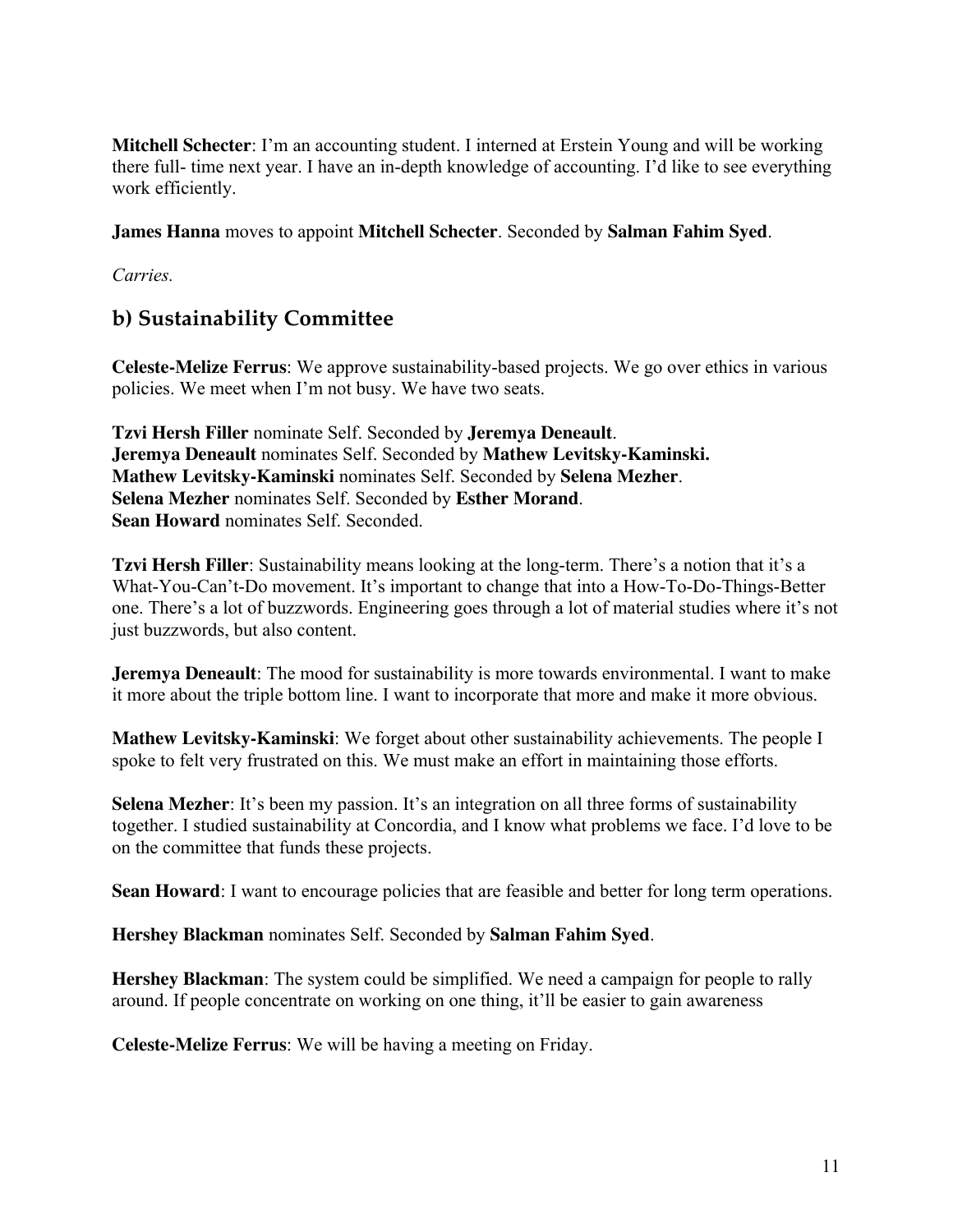**Mitchell Schecter**: I'm an accounting student. I interned at Erstein Young and will be working there full- time next year. I have an in-depth knowledge of accounting. I'd like to see everything work efficiently.

**James Hanna** moves to appoint **Mitchell Schecter**. Seconded by **Salman Fahim Syed**.

*Carries.*

## b) Sustainability Committee

**Celeste-Melize Ferrus**: We approve sustainability-based projects. We go over ethics in various policies. We meet when I'm not busy. We have two seats.

**Tzvi Hersh Filler** nominate Self. Seconded by **Jeremya Deneault**.
**Jeremya Deneault** nominates Self. Seconded by **Mathew Levitsky-Kaminski.**
**Mathew Levitsky-Kaminski** nominates Self. Seconded by **Selena Mezher**.
**Selena Mezher** nominates Self. Seconded by **Esther Morand**.
**Sean Howard** nominates Self. Seconded.

**Tzvi Hersh Filler**: Sustainability means looking at the long-term. There's a notion that it's a What-You-Can't-Do movement. It's important to change that into a How-To-Do-Things-Better one. There's a lot of buzzwords. Engineering goes through a lot of material studies where it's not just buzzwords, but also content.

**Jeremya Deneault**: The mood for sustainability is more towards environmental. I want to make it more about the triple bottom line. I want to incorporate that more and make it more obvious.

**Mathew Levitsky-Kaminski**: We forget about other sustainability achievements. The people I spoke to felt very frustrated on this. We must make an effort in maintaining those efforts.

**Selena Mezher**: It's been my passion. It's an integration on all three forms of sustainability together. I studied sustainability at Concordia, and I know what problems we face. I'd love to be on the committee that funds these projects.

**Sean Howard**: I want to encourage policies that are feasible and better for long term operations.

**Hershey Blackman** nominates Self. Seconded by **Salman Fahim Syed**.

**Hershey Blackman**: The system could be simplified. We need a campaign for people to rally around. If people concentrate on working on one thing, it'll be easier to gain awareness

**Celeste-Melize Ferrus**: We will be having a meeting on Friday.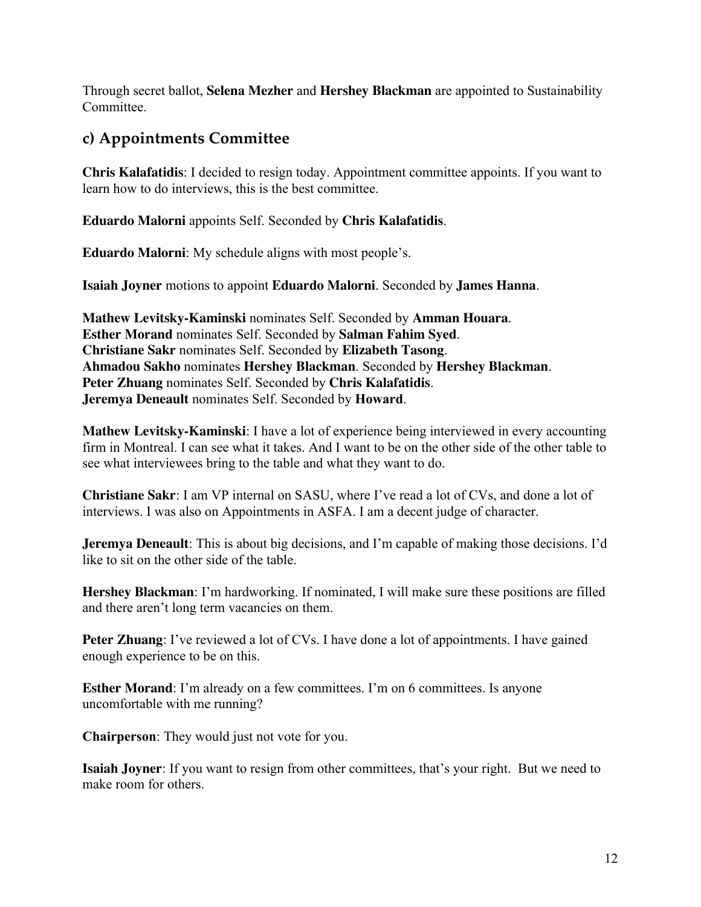Through secret ballot, **Selena Mezher** and **Hershey Blackman** are appointed to Sustainability Committee.

## c) Appointments Committee

**Chris Kalafatidis**: I decided to resign today. Appointment committee appoints. If you want to learn how to do interviews, this is the best committee.

**Eduardo Malorni** appoints Self. Seconded by **Chris Kalafatidis**.

**Eduardo Malorni**: My schedule aligns with most people's.

**Isaiah Joyner** motions to appoint **Eduardo Malorni**. Seconded by **James Hanna**.

**Mathew Levitsky-Kaminski** nominates Self. Seconded by **Amman Houara**.
**Esther Morand** nominates Self. Seconded by **Salman Fahim Syed**.
**Christiane Sakr** nominates Self. Seconded by **Elizabeth Tasong**.
**Ahmadou Sakho** nominates **Hershey Blackman**. Seconded by **Hershey Blackman**.
**Peter Zhuang** nominates Self. Seconded by **Chris Kalafatidis**.
**Jeremya Deneault** nominates Self. Seconded by **Howard**.

**Mathew Levitsky-Kaminski**: I have a lot of experience being interviewed in every accounting firm in Montreal. I can see what it takes. And I want to be on the other side of the other table to see what interviewees bring to the table and what they want to do.

**Christiane Sakr**: I am VP internal on SASU, where I've read a lot of CVs, and done a lot of interviews. I was also on Appointments in ASFA. I am a decent judge of character.

**Jeremya Deneault**: This is about big decisions, and I'm capable of making those decisions. I'd like to sit on the other side of the table.

**Hershey Blackman**: I'm hardworking. If nominated, I will make sure these positions are filled and there aren't long term vacancies on them.

**Peter Zhuang**: I've reviewed a lot of CVs. I have done a lot of appointments. I have gained enough experience to be on this.

**Esther Morand**: I'm already on a few committees. I'm on 6 committees. Is anyone uncomfortable with me running?

**Chairperson**: They would just not vote for you.

**Isaiah Joyner**: If you want to resign from other committees, that's your right. But we need to make room for others.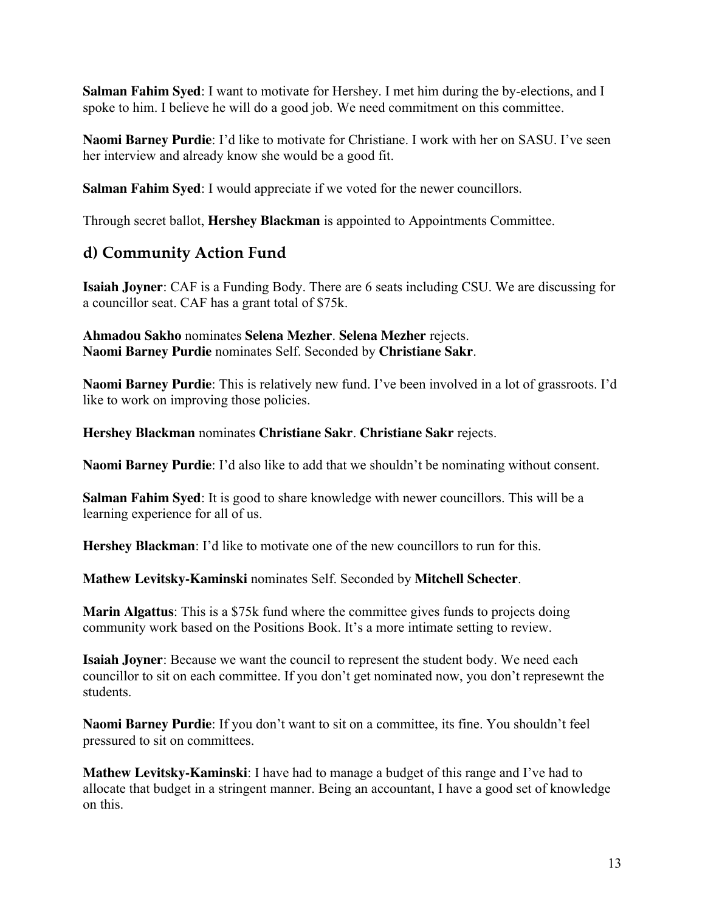**Salman Fahim Syed**: I want to motivate for Hershey. I met him during the by-elections, and I spoke to him. I believe he will do a good job. We need commitment on this committee.

**Naomi Barney Purdie**: I'd like to motivate for Christiane. I work with her on SASU. I've seen her interview and already know she would be a good fit.

**Salman Fahim Syed**: I would appreciate if we voted for the newer councillors.

Through secret ballot, **Hershey Blackman** is appointed to Appointments Committee.

## d) Community Action Fund

**Isaiah Joyner**: CAF is a Funding Body. There are 6 seats including CSU. We are discussing for a councillor seat. CAF has a grant total of $75k.

**Ahmadou Sakho** nominates **Selena Mezher**. **Selena Mezher** rejects.
**Naomi Barney Purdie** nominates Self. Seconded by **Christiane Sakr**.

**Naomi Barney Purdie**: This is relatively new fund. I've been involved in a lot of grassroots. I'd like to work on improving those policies.

**Hershey Blackman** nominates **Christiane Sakr**. **Christiane Sakr** rejects.

**Naomi Barney Purdie**: I'd also like to add that we shouldn't be nominating without consent.

**Salman Fahim Syed**: It is good to share knowledge with newer councillors. This will be a learning experience for all of us.

**Hershey Blackman**: I'd like to motivate one of the new councillors to run for this.

**Mathew Levitsky-Kaminski** nominates Self. Seconded by **Mitchell Schecter**.

**Marin Algattus**: This is a $75k fund where the committee gives funds to projects doing community work based on the Positions Book. It's a more intimate setting to review.

**Isaiah Joyner**: Because we want the council to represent the student body. We need each councillor to sit on each committee. If you don't get nominated now, you don't represewnt the students.

**Naomi Barney Purdie**: If you don't want to sit on a committee, its fine. You shouldn't feel pressured to sit on committees.

**Mathew Levitsky-Kaminski**: I have had to manage a budget of this range and I've had to allocate that budget in a stringent manner. Being an accountant, I have a good set of knowledge on this.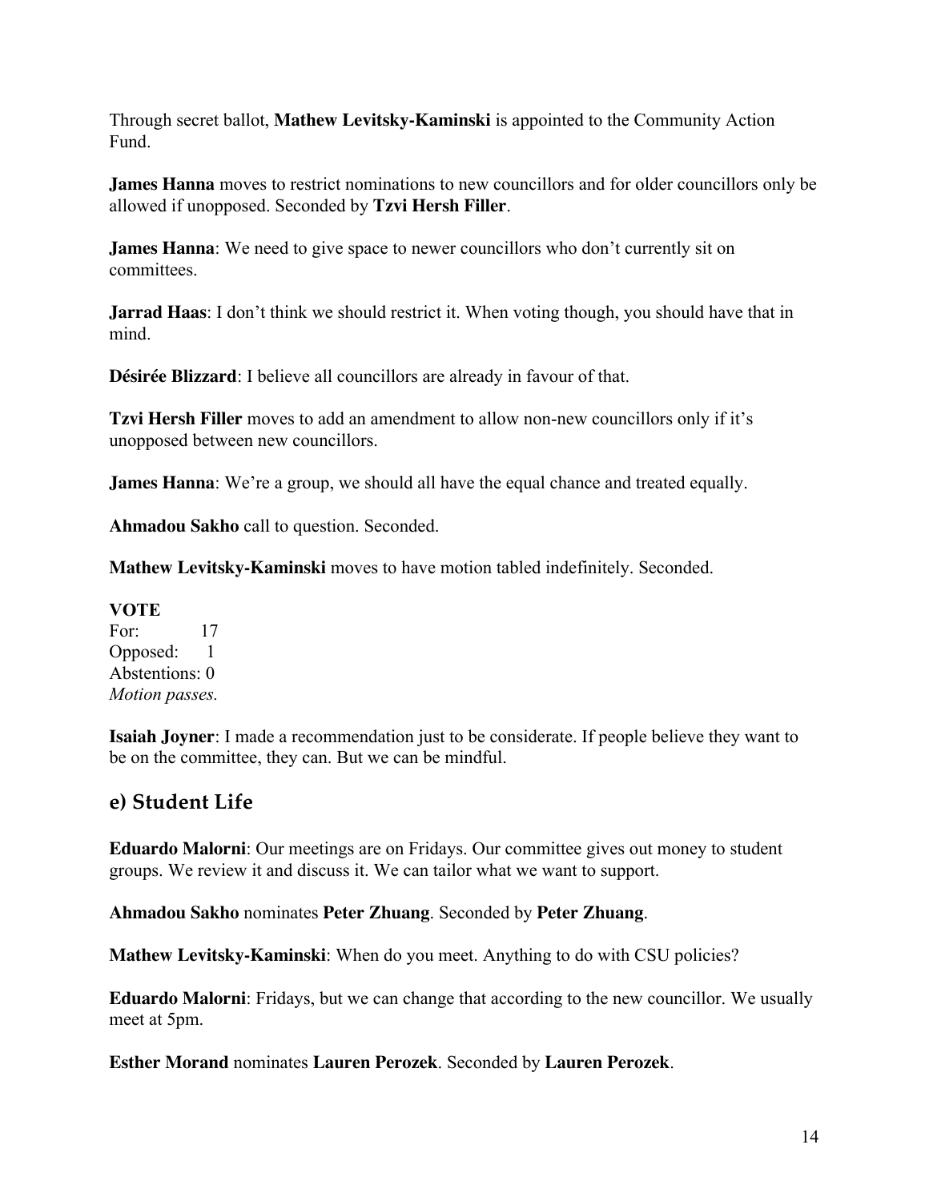Through secret ballot, **Mathew Levitsky-Kaminski** is appointed to the Community Action Fund.

**James Hanna** moves to restrict nominations to new councillors and for older councillors only be allowed if unopposed. Seconded by **Tzvi Hersh Filler**.

**James Hanna**: We need to give space to newer councillors who don't currently sit on committees.

**Jarrad Haas**: I don't think we should restrict it. When voting though, you should have that in mind.

**Désirée Blizzard**: I believe all councillors are already in favour of that.

**Tzvi Hersh Filler** moves to add an amendment to allow non-new councillors only if it's unopposed between new councillors.

**James Hanna**: We're a group, we should all have the equal chance and treated equally.

**Ahmadou Sakho** call to question. Seconded.

**Mathew Levitsky-Kaminski** moves to have motion tabled indefinitely. Seconded.

**VOTE**
For: 17
Opposed: 1
Abstentions: 0
*Motion passes.*

**Isaiah Joyner**: I made a recommendation just to be considerate. If people believe they want to be on the committee, they can. But we can be mindful.

## e) Student Life

**Eduardo Malorni**: Our meetings are on Fridays. Our committee gives out money to student groups. We review it and discuss it. We can tailor what we want to support.

**Ahmadou Sakho** nominates **Peter Zhuang**. Seconded by **Peter Zhuang**.

**Mathew Levitsky-Kaminski**: When do you meet. Anything to do with CSU policies?

**Eduardo Malorni**: Fridays, but we can change that according to the new councillor. We usually meet at 5pm.

**Esther Morand** nominates **Lauren Perozek**. Seconded by **Lauren Perozek**.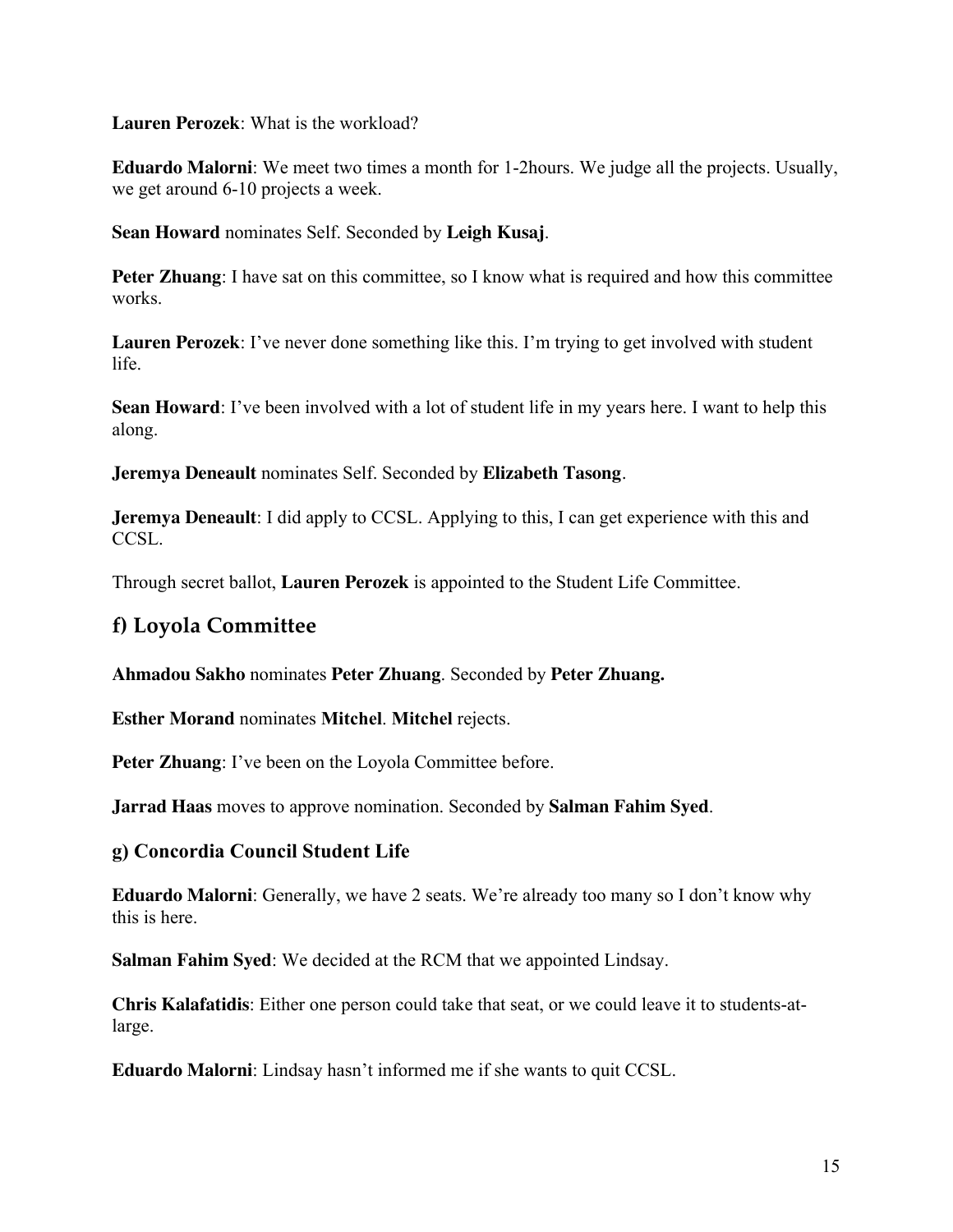**Lauren Perozek**: What is the workload?

**Eduardo Malorni**: We meet two times a month for 1-2hours. We judge all the projects. Usually, we get around 6-10 projects a week.

**Sean Howard** nominates Self. Seconded by **Leigh Kusaj**.

**Peter Zhuang**: I have sat on this committee, so I know what is required and how this committee works.

**Lauren Perozek**: I've never done something like this. I'm trying to get involved with student life.

**Sean Howard**: I've been involved with a lot of student life in my years here. I want to help this along.

**Jeremya Deneault** nominates Self. Seconded by **Elizabeth Tasong**.

**Jeremya Deneault**: I did apply to CCSL. Applying to this, I can get experience with this and CCSL.

Through secret ballot, **Lauren Perozek** is appointed to the Student Life Committee.

## f) Loyola Committee

**Ahmadou Sakho** nominates **Peter Zhuang**. Seconded by **Peter Zhuang.**

**Esther Morand** nominates **Mitchel**. **Mitchel** rejects.

**Peter Zhuang**: I've been on the Loyola Committee before.

**Jarrad Haas** moves to approve nomination. Seconded by **Salman Fahim Syed**.

### g) Concordia Council Student Life

**Eduardo Malorni**: Generally, we have 2 seats. We're already too many so I don't know why this is here.

**Salman Fahim Syed**: We decided at the RCM that we appointed Lindsay.

**Chris Kalafatidis**: Either one person could take that seat, or we could leave it to students-at-large.

**Eduardo Malorni**: Lindsay hasn't informed me if she wants to quit CCSL.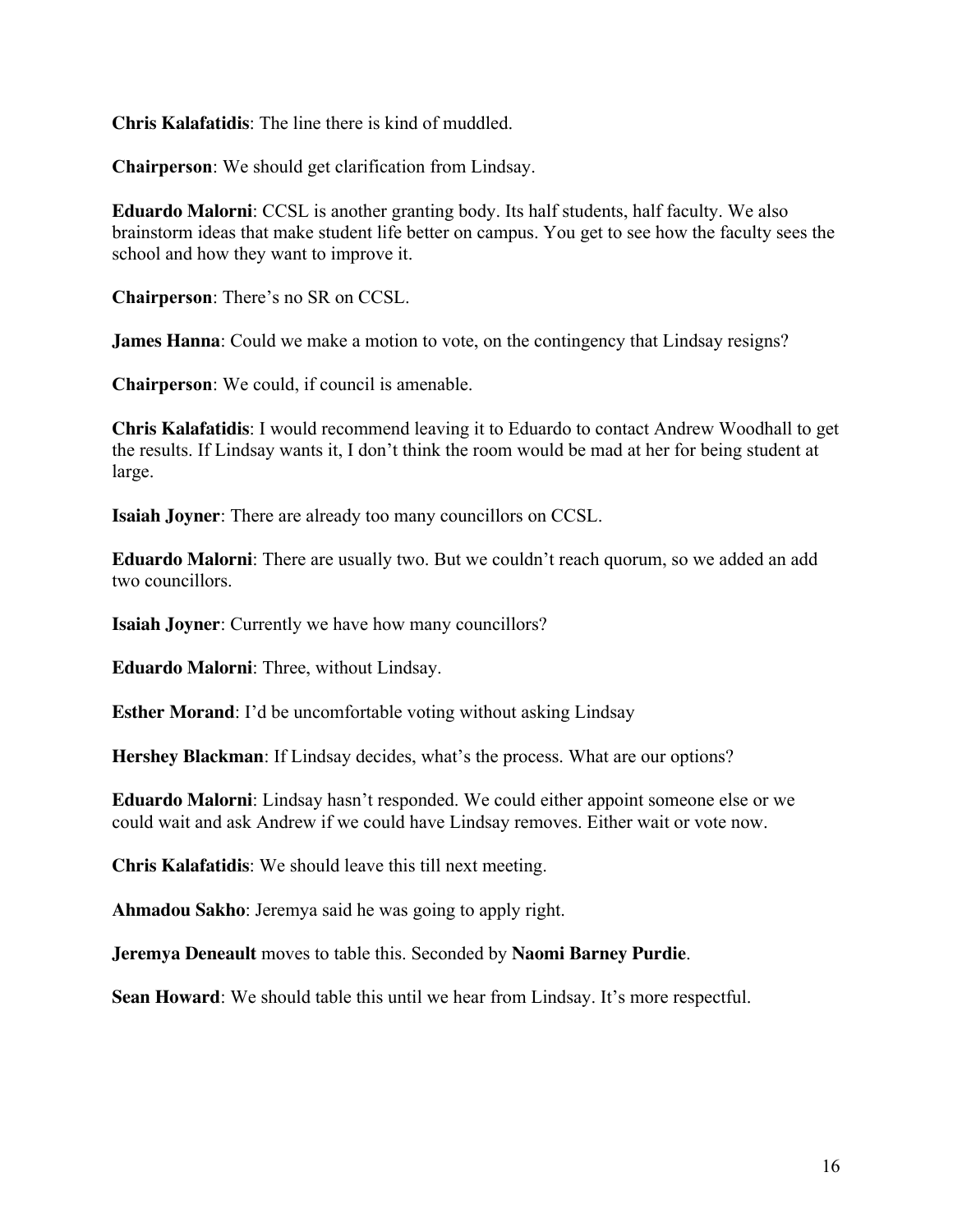**Chris Kalafatidis**: The line there is kind of muddled.

**Chairperson**: We should get clarification from Lindsay.

**Eduardo Malorni**: CCSL is another granting body. Its half students, half faculty. We also brainstorm ideas that make student life better on campus. You get to see how the faculty sees the school and how they want to improve it.

**Chairperson**: There's no SR on CCSL.

**James Hanna**: Could we make a motion to vote, on the contingency that Lindsay resigns?

**Chairperson**: We could, if council is amenable.

**Chris Kalafatidis**: I would recommend leaving it to Eduardo to contact Andrew Woodhall to get the results. If Lindsay wants it, I don't think the room would be mad at her for being student at large.

**Isaiah Joyner**: There are already too many councillors on CCSL.

**Eduardo Malorni**: There are usually two. But we couldn't reach quorum, so we added an add two councillors.

**Isaiah Joyner**: Currently we have how many councillors?

**Eduardo Malorni**: Three, without Lindsay.

**Esther Morand**: I'd be uncomfortable voting without asking Lindsay

**Hershey Blackman**: If Lindsay decides, what's the process. What are our options?

**Eduardo Malorni**: Lindsay hasn't responded. We could either appoint someone else or we could wait and ask Andrew if we could have Lindsay removes. Either wait or vote now.

**Chris Kalafatidis**: We should leave this till next meeting.

**Ahmadou Sakho**: Jeremya said he was going to apply right.

**Jeremya Deneault** moves to table this. Seconded by **Naomi Barney Purdie**.

**Sean Howard**: We should table this until we hear from Lindsay. It's more respectful.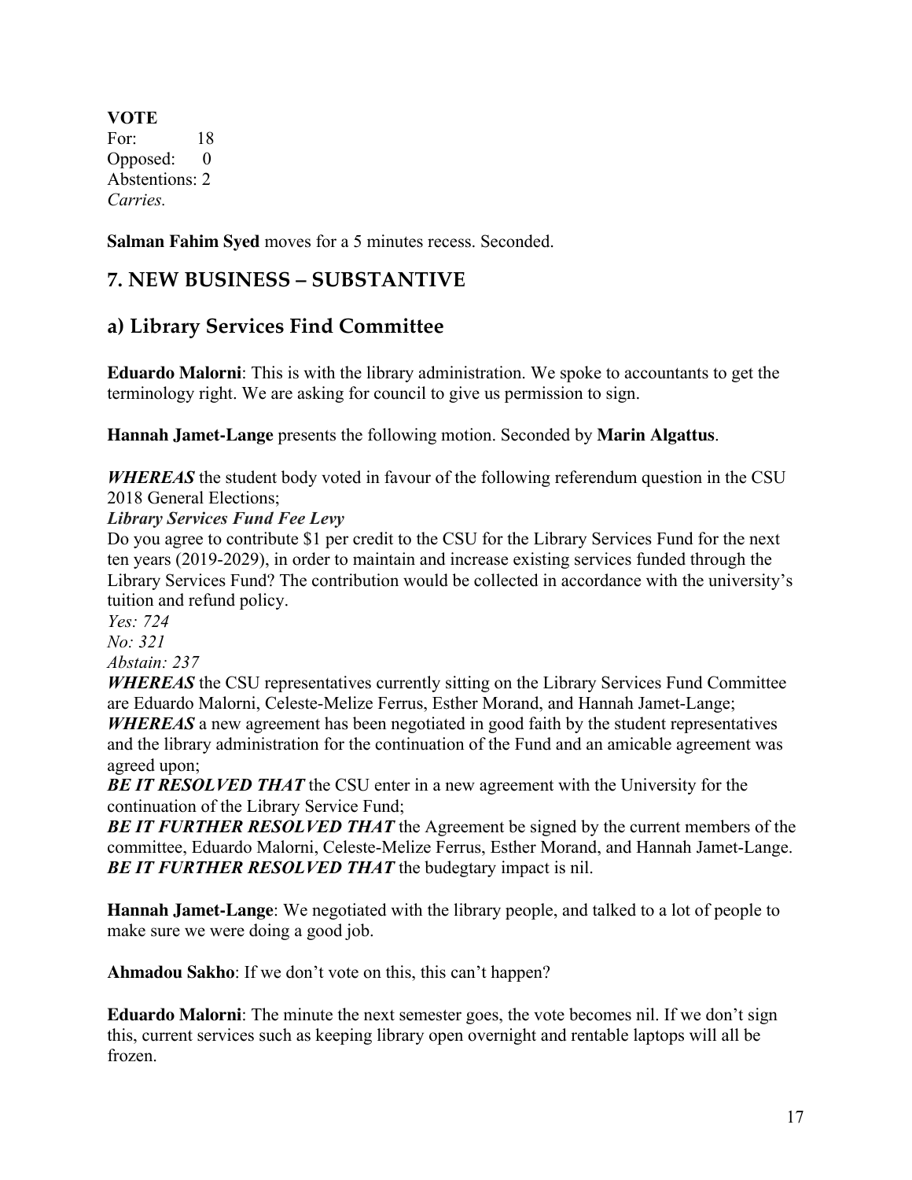**VOTE**
For: 18
Opposed: 0
Abstentions: 2
*Carries.*

**Salman Fahim Syed** moves for a 5 minutes recess. Seconded.

## 7. NEW BUSINESS – SUBSTANTIVE

## a) Library Services Find Committee

**Eduardo Malorni**: This is with the library administration. We spoke to accountants to get the terminology right. We are asking for council to give us permission to sign.

**Hannah Jamet-Lange** presents the following motion. Seconded by **Marin Algattus**.

***WHEREAS*** the student body voted in favour of the following referendum question in the CSU 2018 General Elections;
***Library Services Fund Fee Levy***
Do you agree to contribute $1 per credit to the CSU for the Library Services Fund for the next ten years (2019-2029), in order to maintain and increase existing services funded through the Library Services Fund? The contribution would be collected in accordance with the university's tuition and refund policy.
*Yes: 724*
*No: 321*
*Abstain: 237*
***WHEREAS*** the CSU representatives currently sitting on the Library Services Fund Committee are Eduardo Malorni, Celeste-Melize Ferrus, Esther Morand, and Hannah Jamet-Lange;
***WHEREAS*** a new agreement has been negotiated in good faith by the student representatives and the library administration for the continuation of the Fund and an amicable agreement was agreed upon;
***BE IT RESOLVED THAT*** the CSU enter in a new agreement with the University for the continuation of the Library Service Fund;
***BE IT FURTHER RESOLVED THAT*** the Agreement be signed by the current members of the committee, Eduardo Malorni, Celeste-Melize Ferrus, Esther Morand, and Hannah Jamet-Lange.
***BE IT FURTHER RESOLVED THAT*** the budegtary impact is nil.

**Hannah Jamet-Lange**: We negotiated with the library people, and talked to a lot of people to make sure we were doing a good job.

**Ahmadou Sakho**: If we don't vote on this, this can't happen?

**Eduardo Malorni**: The minute the next semester goes, the vote becomes nil. If we don't sign this, current services such as keeping library open overnight and rentable laptops will all be frozen.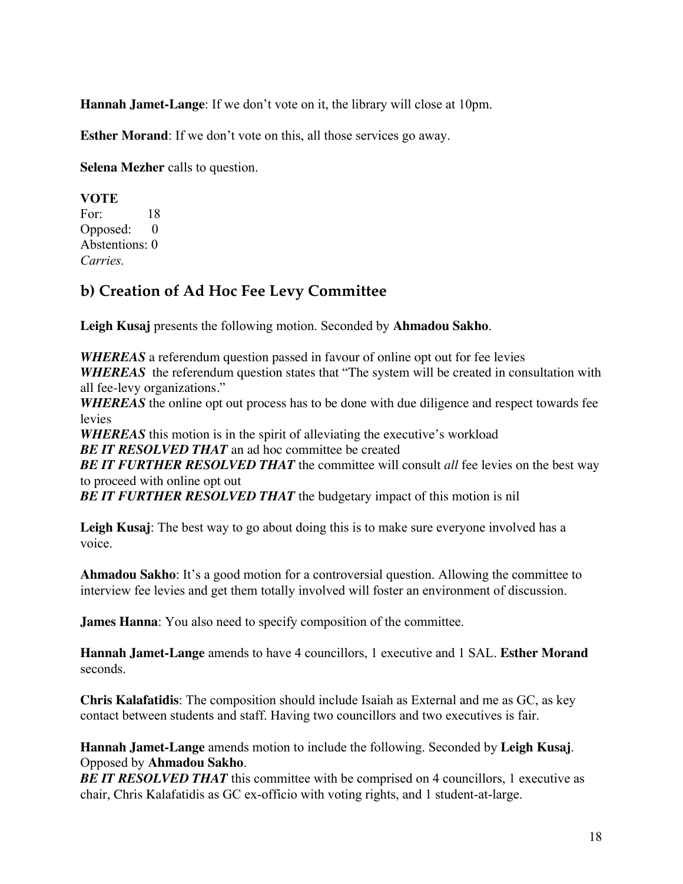**Hannah Jamet-Lange**: If we don't vote on it, the library will close at 10pm.

**Esther Morand**: If we don't vote on this, all those services go away.

**Selena Mezher** calls to question.

**VOTE**
For: 18
Opposed: 0
Abstentions: 0
*Carries.*

## b) Creation of Ad Hoc Fee Levy Committee

**Leigh Kusaj** presents the following motion. Seconded by **Ahmadou Sakho**.

***WHEREAS*** a referendum question passed in favour of online opt out for fee levies
***WHEREAS*** the referendum question states that "The system will be created in consultation with all fee-levy organizations."
***WHEREAS*** the online opt out process has to be done with due diligence and respect towards fee levies
***WHEREAS*** this motion is in the spirit of alleviating the executive's workload
***BE IT RESOLVED THAT*** an ad hoc committee be created
***BE IT FURTHER RESOLVED THAT*** the committee will consult *all* fee levies on the best way to proceed with online opt out
***BE IT FURTHER RESOLVED THAT*** the budgetary impact of this motion is nil

**Leigh Kusaj**: The best way to go about doing this is to make sure everyone involved has a voice.

**Ahmadou Sakho**: It's a good motion for a controversial question. Allowing the committee to interview fee levies and get them totally involved will foster an environment of discussion.

**James Hanna**: You also need to specify composition of the committee.

**Hannah Jamet-Lange** amends to have 4 councillors, 1 executive and 1 SAL. **Esther Morand** seconds.

**Chris Kalafatidis**: The composition should include Isaiah as External and me as GC, as key contact between students and staff. Having two councillors and two executives is fair.

**Hannah Jamet-Lange** amends motion to include the following. Seconded by **Leigh Kusaj**. Opposed by **Ahmadou Sakho**.
***BE IT RESOLVED THAT*** this committee with be comprised on 4 councillors, 1 executive as chair, Chris Kalafatidis as GC ex-officio with voting rights, and 1 student-at-large.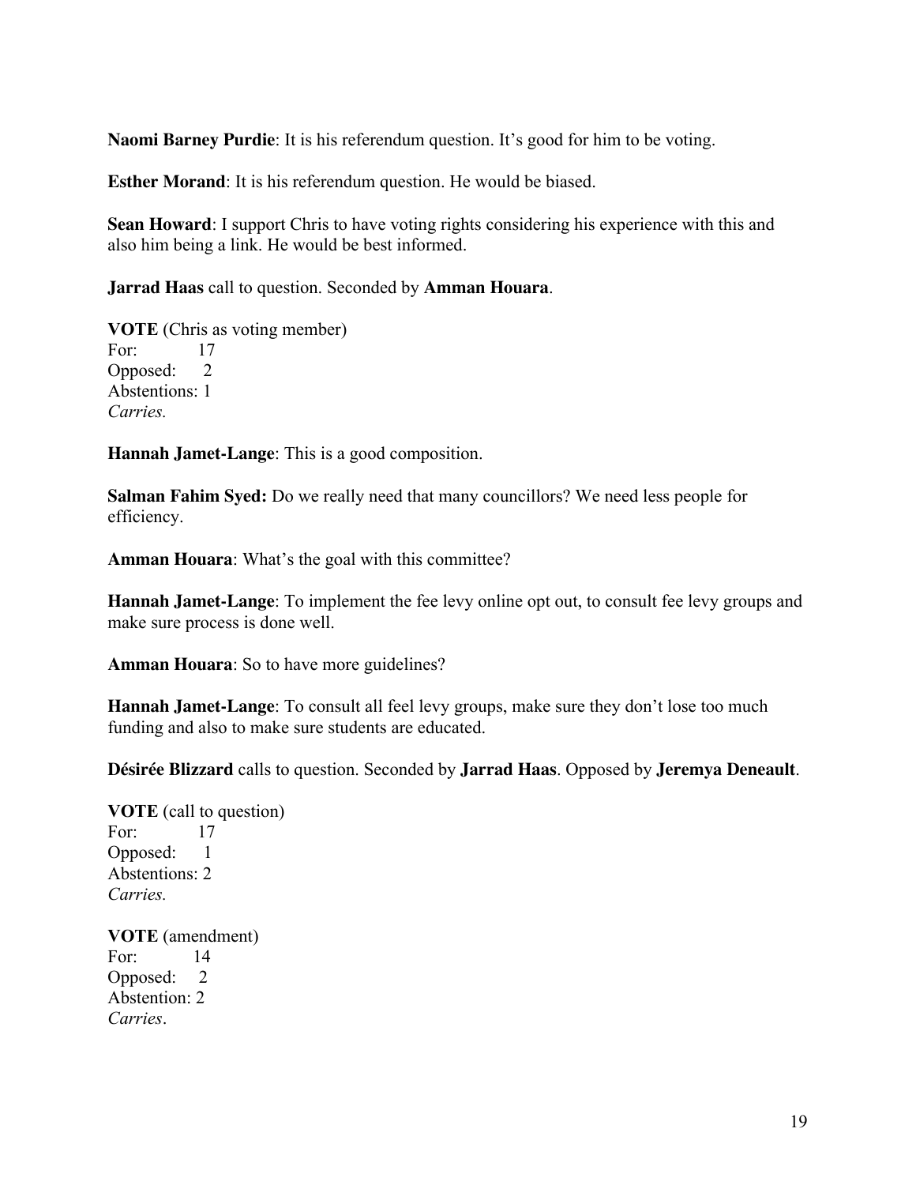**Naomi Barney Purdie**: It is his referendum question. It's good for him to be voting.

**Esther Morand**: It is his referendum question. He would be biased.

**Sean Howard**: I support Chris to have voting rights considering his experience with this and also him being a link. He would be best informed.

**Jarrad Haas** call to question. Seconded by **Amman Houara**.

**VOTE** (Chris as voting member)
For: 17
Opposed: 2
Abstentions: 1
*Carries.*

**Hannah Jamet-Lange**: This is a good composition.

**Salman Fahim Syed:** Do we really need that many councillors? We need less people for efficiency.

**Amman Houara**: What's the goal with this committee?

**Hannah Jamet-Lange**: To implement the fee levy online opt out, to consult fee levy groups and make sure process is done well.

**Amman Houara**: So to have more guidelines?

**Hannah Jamet-Lange**: To consult all feel levy groups, make sure they don't lose too much funding and also to make sure students are educated.

**Désirée Blizzard** calls to question. Seconded by **Jarrad Haas**. Opposed by **Jeremya Deneault**.

**VOTE** (call to question)
For: 17
Opposed: 1
Abstentions: 2
*Carries.*

**VOTE** (amendment)
For: 14
Opposed: 2
Abstention: 2
*Carries*.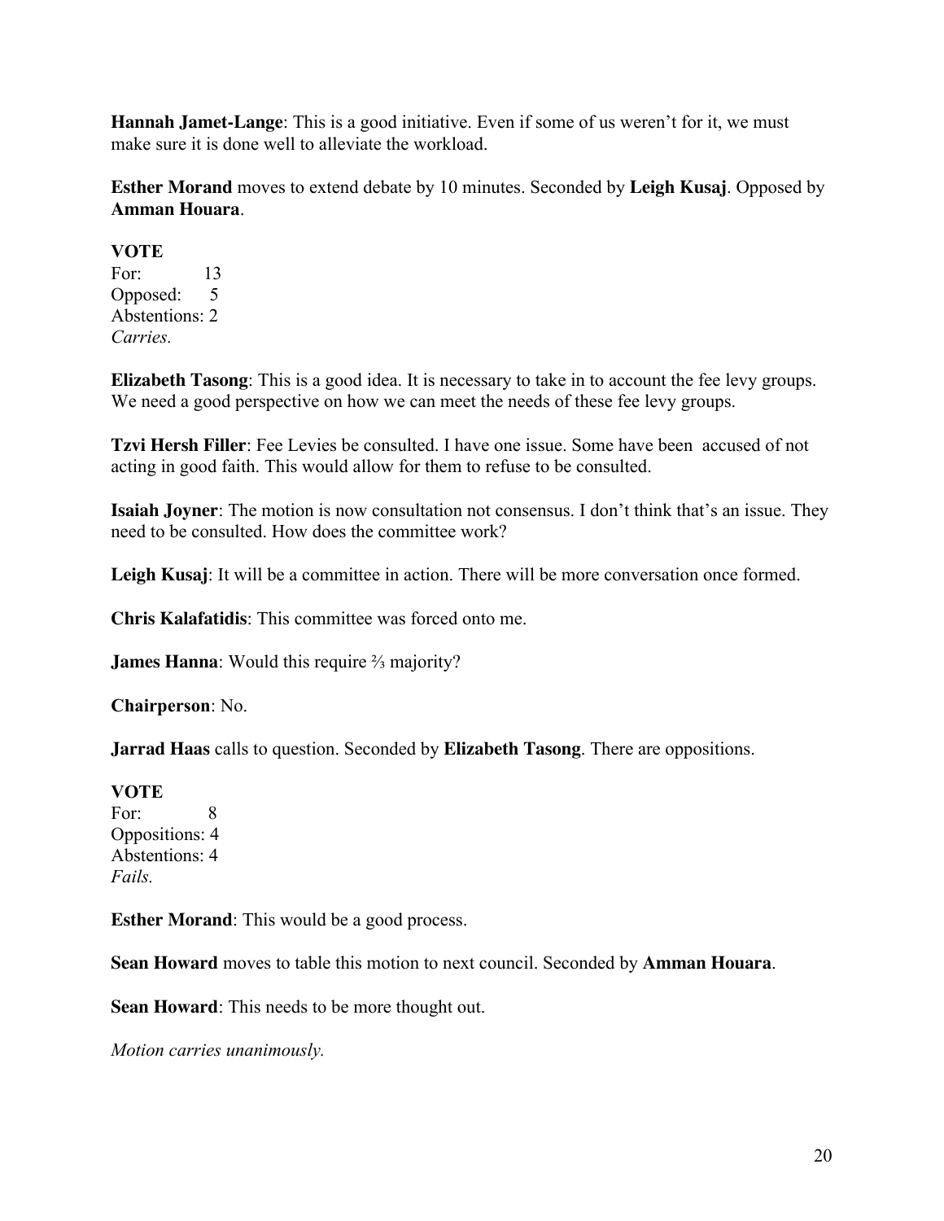**Hannah Jamet-Lange**: This is a good initiative. Even if some of us weren't for it, we must make sure it is done well to alleviate the workload.

**Esther Morand** moves to extend debate by 10 minutes. Seconded by **Leigh Kusaj**. Opposed by **Amman Houara**.

**VOTE**
For: 13
Opposed: 5
Abstentions: 2
*Carries.*

**Elizabeth Tasong**: This is a good idea. It is necessary to take in to account the fee levy groups. We need a good perspective on how we can meet the needs of these fee levy groups.

**Tzvi Hersh Filler**: Fee Levies be consulted. I have one issue. Some have been accused of not acting in good faith. This would allow for them to refuse to be consulted.

**Isaiah Joyner**: The motion is now consultation not consensus. I don't think that's an issue. They need to be consulted. How does the committee work?

**Leigh Kusaj**: It will be a committee in action. There will be more conversation once formed.

**Chris Kalafatidis**: This committee was forced onto me.

**James Hanna**: Would this require ⅔ majority?

**Chairperson**: No.

**Jarrad Haas** calls to question. Seconded by **Elizabeth Tasong**. There are oppositions.

**VOTE**
For: 8
Oppositions: 4
Abstentions: 4
*Fails.*

**Esther Morand**: This would be a good process.

**Sean Howard** moves to table this motion to next council. Seconded by **Amman Houara**.

**Sean Howard**: This needs to be more thought out.

*Motion carries unanimously.*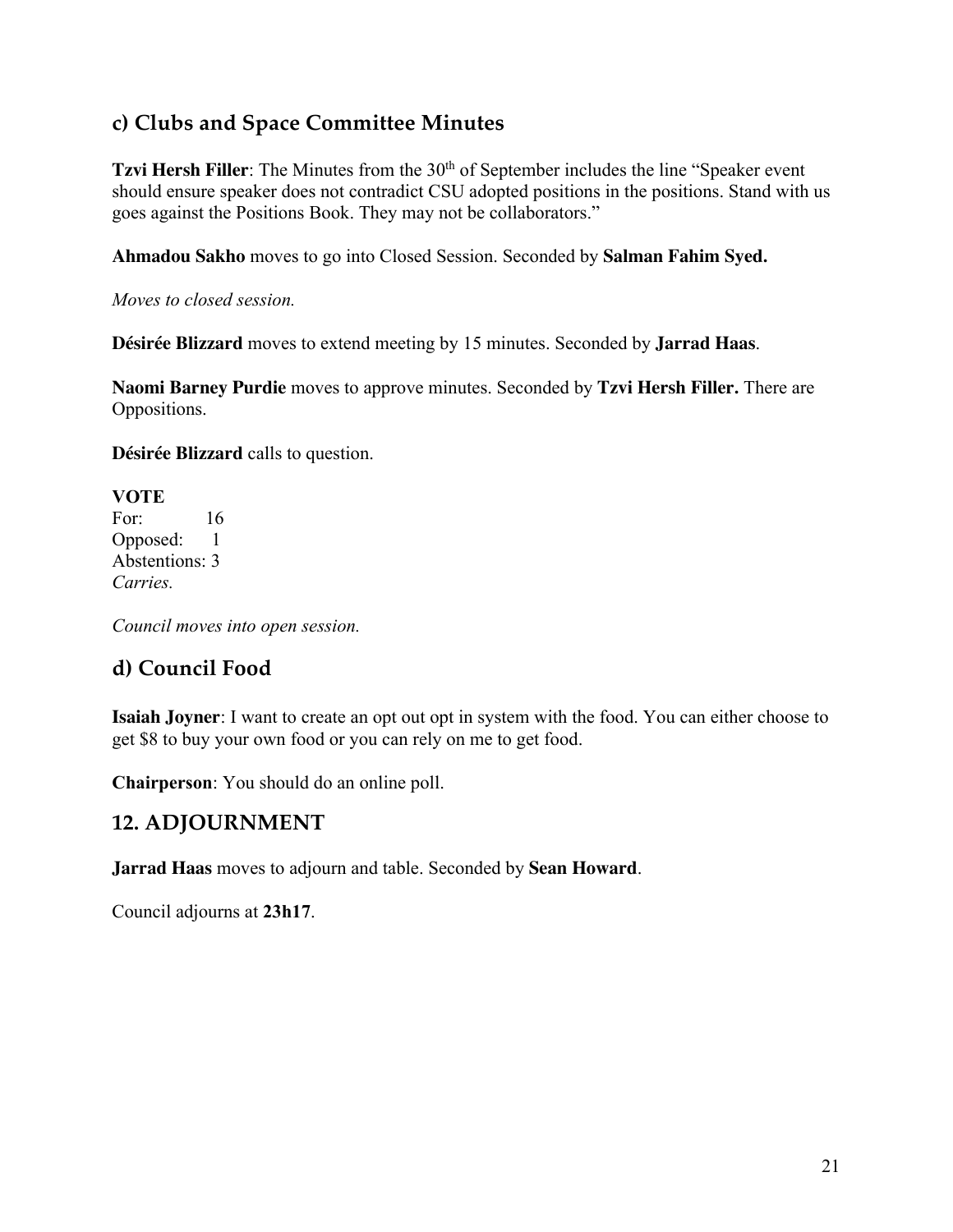## c) Clubs and Space Committee Minutes

**Tzvi Hersh Filler**: The Minutes from the 30th of September includes the line "Speaker event should ensure speaker does not contradict CSU adopted positions in the positions. Stand with us goes against the Positions Book. They may not be collaborators."

**Ahmadou Sakho** moves to go into Closed Session. Seconded by **Salman Fahim Syed.**

*Moves to closed session.*

**Désirée Blizzard** moves to extend meeting by 15 minutes. Seconded by **Jarrad Haas**.

**Naomi Barney Purdie** moves to approve minutes. Seconded by **Tzvi Hersh Filler.** There are Oppositions.

**Désirée Blizzard** calls to question.

**VOTE**
For: 16
Opposed: 1
Abstentions: 3
*Carries.*

*Council moves into open session.*

## d) Council Food

**Isaiah Joyner**: I want to create an opt out opt in system with the food. You can either choose to get $8 to buy your own food or you can rely on me to get food.

**Chairperson**: You should do an online poll.

## 12. ADJOURNMENT

**Jarrad Haas** moves to adjourn and table. Seconded by **Sean Howard**.

Council adjourns at **23h17**.